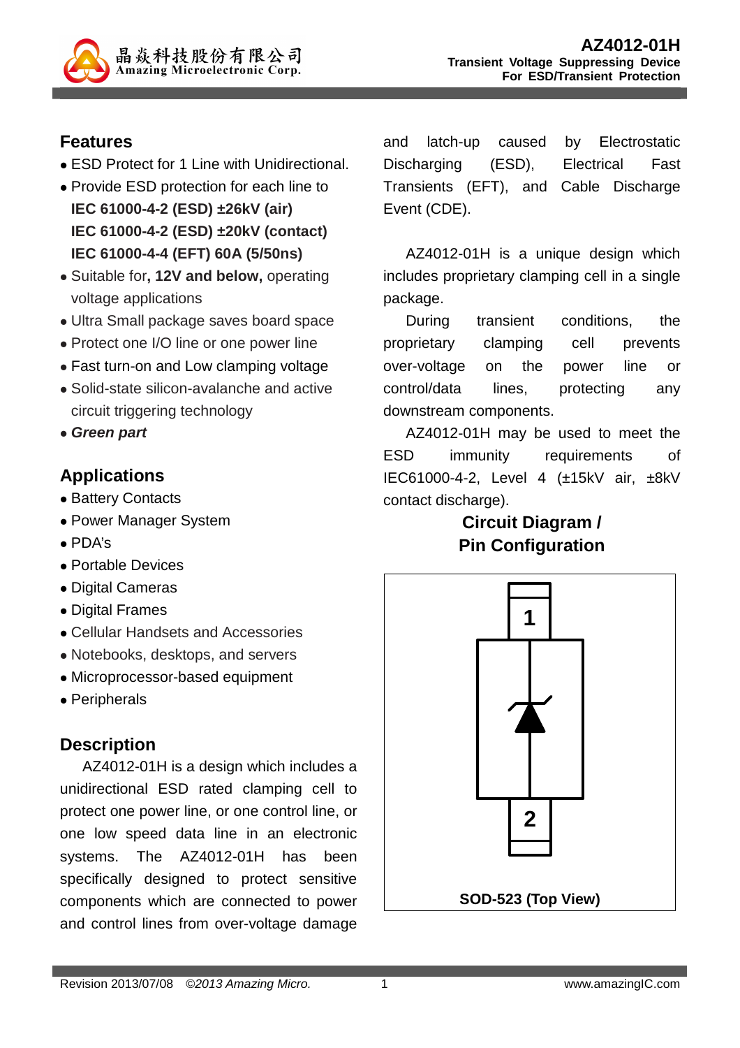# AZ4012-01H

**Transient Voltage Suppressing Device For ESD/Transient Protection**

## Features

- ESD Protect for 1 Line with Unidirectional.
- Provide ESD protection for each line to  
  **IEC 61000-4-2 (ESD) ±26kV (air)**  
  **IEC 61000-4-2 (ESD) ±20kV (contact)**  
  **IEC 61000-4-4 (EFT) 60A (5/50ns)**
- Suitable for**, 12V and below,** operating voltage applications
- Ultra Small package saves board space
- Protect one I/O line or one power line
- Fast turn-on and Low clamping voltage
- Solid-state silicon-avalanche and active circuit triggering technology
- ***Green part***

## Applications

- Battery Contacts
- Power Manager System
- PDA's
- Portable Devices
- Digital Cameras
- Digital Frames
- Cellular Handsets and Accessories
- Notebooks, desktops, and servers
- Microprocessor-based equipment
- Peripherals

## Description

AZ4012-01H is a design which includes a unidirectional ESD rated clamping cell to protect one power line, or one control line, or one low speed data line in an electronic systems. The AZ4012-01H has been specifically designed to protect sensitive components which are connected to power and control lines from over-voltage damage and latch-up caused by Electrostatic Discharging (ESD), Electrical Fast Transients (EFT), and Cable Discharge Event (CDE).

AZ4012-01H is a unique design which includes proprietary clamping cell in a single package.

During transient conditions, the proprietary clamping cell prevents over-voltage on the power line or control/data lines, protecting any downstream components.

AZ4012-01H may be used to meet the ESD immunity requirements of IEC61000-4-2, Level 4 (±15kV air, ±8kV contact discharge).

## Circuit Diagram / Pin Configuration

1

2

**SOD-523 (Top View)**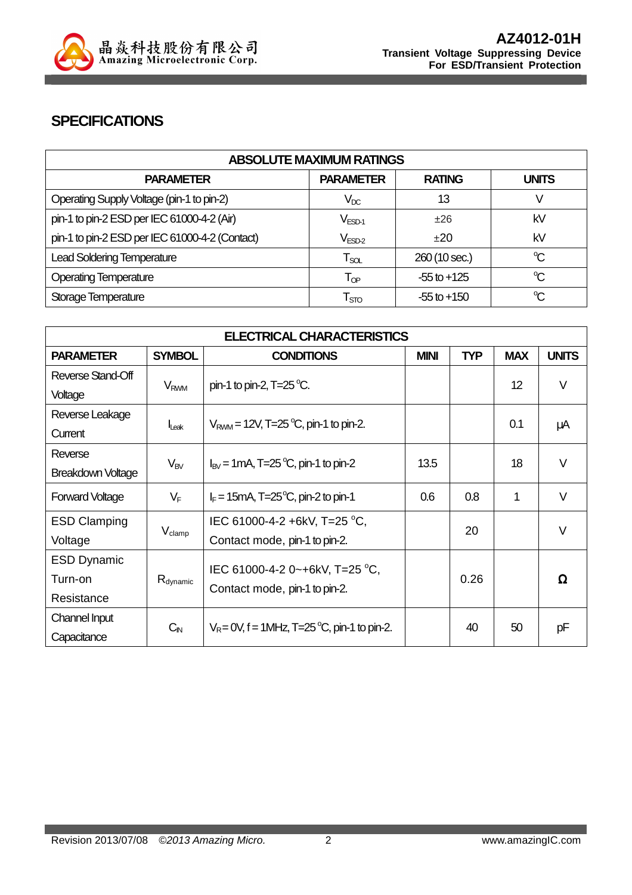## SPECIFICATIONS

| ABSOLUTE MAXIMUM RATINGS | | | |
|---|---|---|---|
| **PARAMETER** | **PARAMETER** | **RATING** | **UNITS** |
| Operating Supply Voltage (pin-1 to pin-2) | $V_{DC}$ | 13 | V |
| pin-1 to pin-2 ESD per IEC 61000-4-2 (Air) | $V_{ESD-1}$ | ±26 | kV |
| pin-1 to pin-2 ESD per IEC 61000-4-2 (Contact) | $V_{ESD-2}$ | ±20 | kV |
| Lead Soldering Temperature | $T_{SOL}$ | 260 (10 sec.) | °C |
| Operating Temperature | $T_{OP}$ | -55 to +125 | °C |
| Storage Temperature | $T_{STO}$ | -55 to +150 | °C |

| ELECTRICAL CHARACTERISTICS | | | | | | |
|---|---|---|---|---|---|---|
| **PARAMETER** | **SYMBOL** | **CONDITIONS** | **MINI** | **TYP** | **MAX** | **UNITS** |
| Reverse Stand-Off Voltage | $V_{RWM}$ | pin-1 to pin-2, T=25 °C. | | | 12 | V |
| Reverse Leakage Current | $I_{Leak}$ | $V_{RWM}$ = 12V, T=25 °C, pin-1 to pin-2. | | | 0.1 | μA |
| Reverse Breakdown Voltage | $V_{BV}$ | $I_{BV}$ = 1mA, T=25 °C, pin-1 to pin-2 | 13.5 | | 18 | V |
| Forward Voltage | $V_F$ | $I_F$ = 15mA, T=25°C, pin-2 to pin-1 | 0.6 | 0.8 | 1 | V |
| ESD Clamping Voltage | $V_{clamp}$ | IEC 61000-4-2 +6kV, T=25 °C, Contact mode, pin-1 to pin-2. | | 20 | | V |
| ESD Dynamic Turn-on Resistance | $R_{dynamic}$ | IEC 61000-4-2 0~+6kV, T=25 °C, Contact mode, pin-1 to pin-2. | | 0.26 | | Ω |
| Channel Input Capacitance | $C_{IN}$ | $V_R$ = 0V, f = 1MHz, T=25 °C, pin-1 to pin-2. | | 40 | 50 | pF |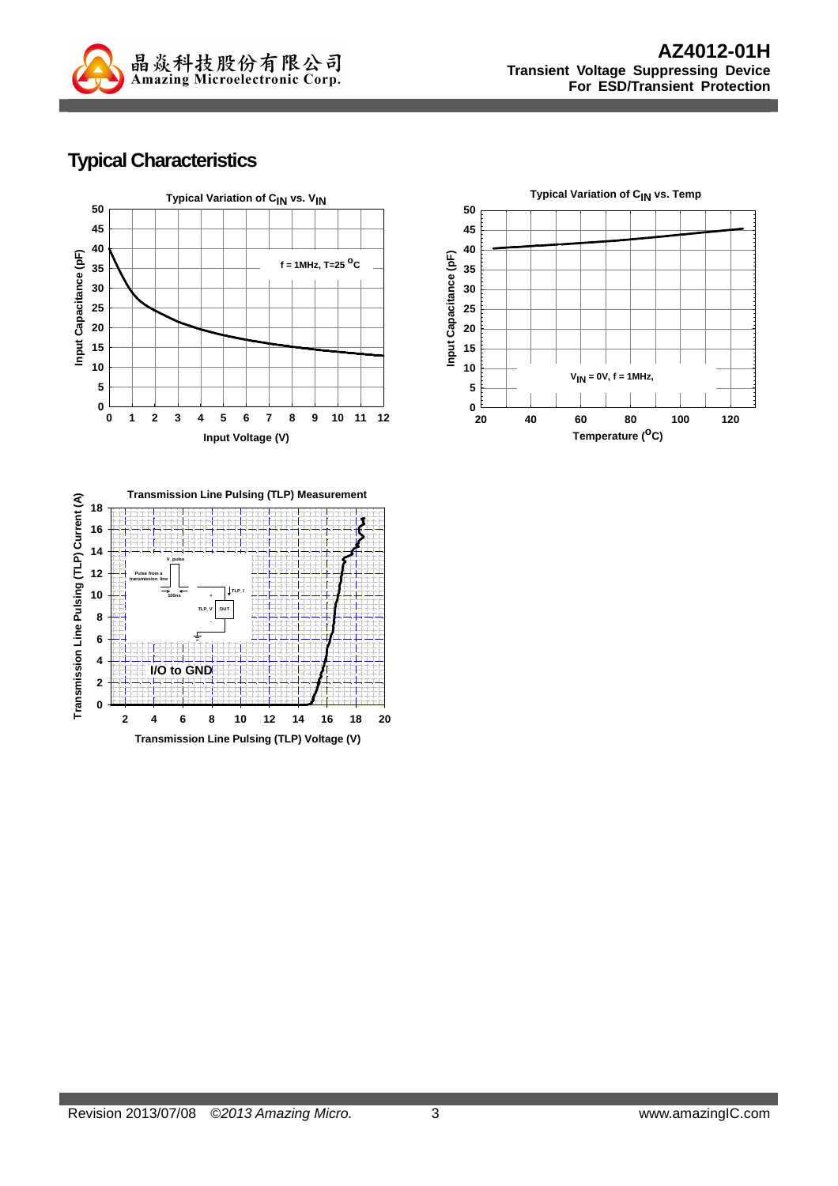## Typical Characteristics

**Typical Variation of $C_{IN}$ vs. $V_{IN}$**

f = 1MHz, T=25 °C

Input Capacitance (pF) vs. Input Voltage (V)

**Typical Variation of $C_{IN}$ vs. Temp**

$V_{IN}$ = 0V, f = 1MHz,

Input Capacitance (pF) vs. Temperature (°C)

**Transmission Line Pulsing (TLP) Measurement**

I/O to GND

Transmission Line Pulsing (TLP) Current (A) vs. Transmission Line Pulsing (TLP) Voltage (V)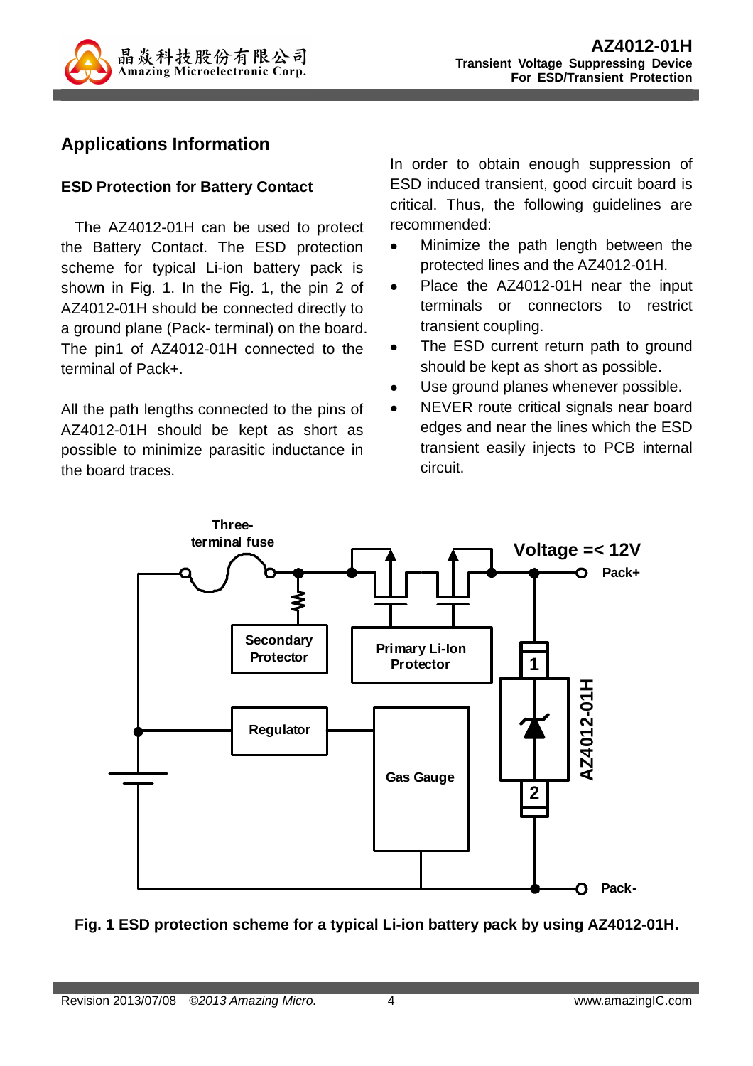## Applications Information

### ESD Protection for Battery Contact

The AZ4012-01H can be used to protect the Battery Contact. The ESD protection scheme for typical Li-ion battery pack is shown in Fig. 1. In the Fig. 1, the pin 2 of AZ4012-01H should be connected directly to a ground plane (Pack- terminal) on the board. The pin1 of AZ4012-01H connected to the terminal of Pack+.

All the path lengths connected to the pins of AZ4012-01H should be kept as short as possible to minimize parasitic inductance in the board traces.

In order to obtain enough suppression of ESD induced transient, good circuit board is critical. Thus, the following guidelines are recommended:

- Minimize the path length between the protected lines and the AZ4012-01H.
- Place the AZ4012-01H near the input terminals or connectors to restrict transient coupling.
- The ESD current return path to ground should be kept as short as possible.
- Use ground planes whenever possible.
- NEVER route critical signals near board edges and near the lines which the ESD transient easily injects to PCB internal circuit.

**Fig. 1 ESD protection scheme for a typical Li-ion battery pack by using AZ4012-01H.**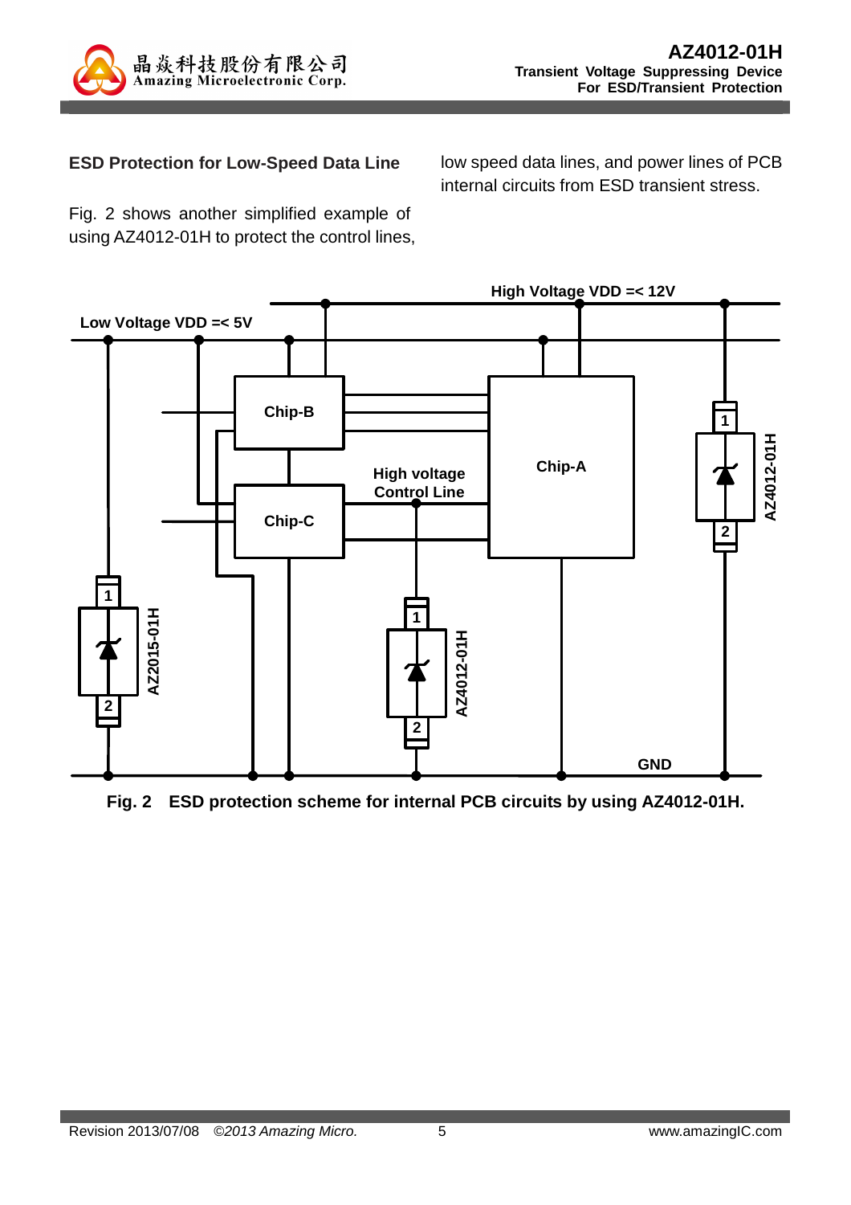## ESD Protection for Low-Speed Data Line

Fig. 2 shows another simplified example of using AZ4012-01H to protect the control lines, low speed data lines, and power lines of PCB internal circuits from ESD transient stress.

**Fig. 2 ESD protection scheme for internal PCB circuits by using AZ4012-01H.**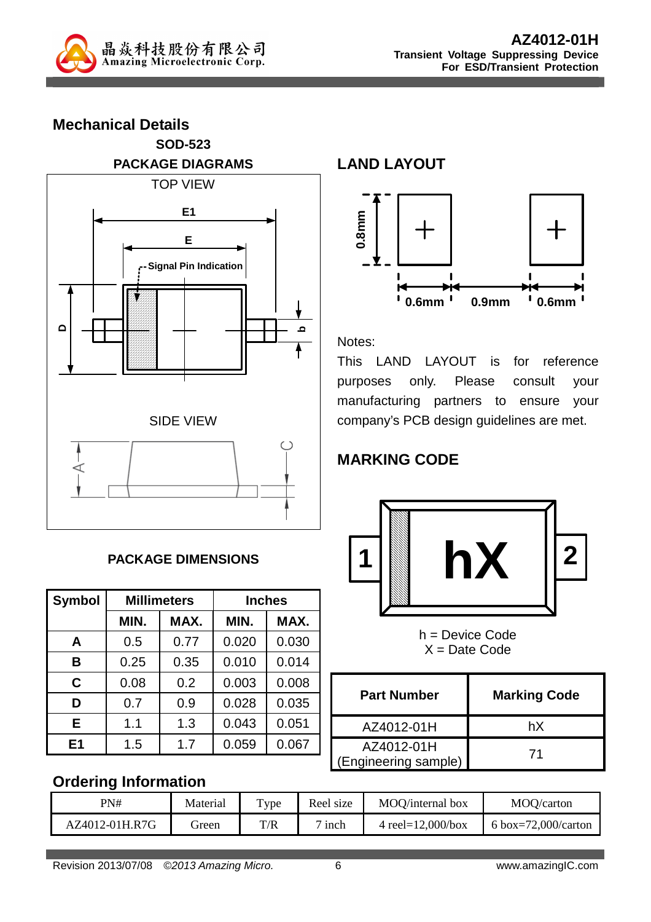## Mechanical Details

**SOD-523**

**PACKAGE DIAGRAMS**

TOP VIEW

E1

E

Signal Pin Indication

D

b

SIDE VIEW

A

C

**PACKAGE DIMENSIONS**

| Symbol | Millimeters | | Inches | |
|---|---|---|---|---|
| | MIN. | MAX. | MIN. | MAX. |
| A | 0.5 | 0.77 | 0.020 | 0.030 |
| B | 0.25 | 0.35 | 0.010 | 0.014 |
| C | 0.08 | 0.2 | 0.003 | 0.008 |
| D | 0.7 | 0.9 | 0.028 | 0.035 |
| E | 1.1 | 1.3 | 0.043 | 0.051 |
| E1 | 1.5 | 1.7 | 0.059 | 0.067 |

## LAND LAYOUT

0.8mm

0.6mm 0.9mm 0.6mm

Notes:

This LAND LAYOUT is for reference purposes only. Please consult your manufacturing partners to ensure your company's PCB design guidelines are met.

## MARKING CODE

1 hX 2

h = Device Code
X = Date Code

| Part Number | Marking Code |
|---|---|
| AZ4012-01H | hX |
| AZ4012-01H (Engineering sample) | 71 |

## Ordering Information

| PN# | Material | Type | Reel size | MOQ/internal box | MOQ/carton |
|---|---|---|---|---|---|
| AZ4012-01H.R7G | Green | T/R | 7 inch | 4 reel=12,000/box | 6 box=72,000/carton |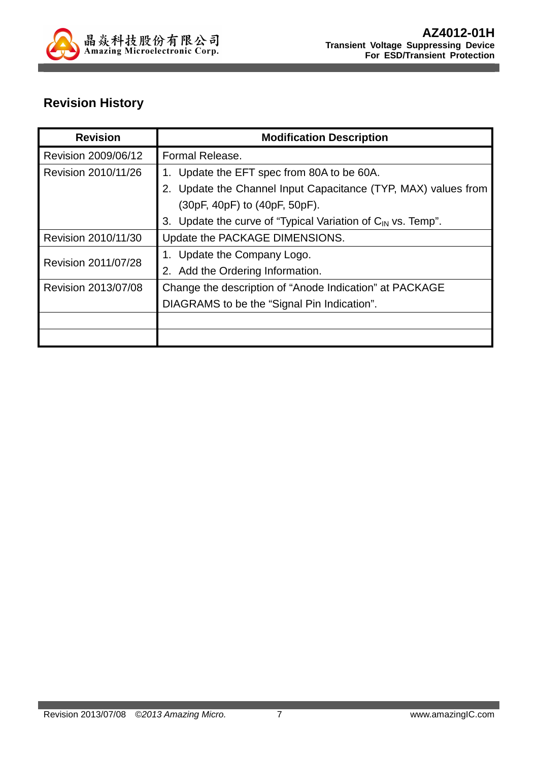## Revision History

| Revision | Modification Description |
|---|---|
| Revision 2009/06/12 | Formal Release. |
| Revision 2010/11/26 | 1. Update the EFT spec from 80A to be 60A.<br>2. Update the Channel Input Capacitance (TYP, MAX) values from (30pF, 40pF) to (40pF, 50pF).<br>3. Update the curve of “Typical Variation of $C_{IN}$ vs. Temp”. |
| Revision 2010/11/30 | Update the PACKAGE DIMENSIONS. |
| Revision 2011/07/28 | 1. Update the Company Logo.<br>2. Add the Ordering Information. |
| Revision 2013/07/08 | Change the description of “Anode Indication” at PACKAGE DIAGRAMS to be the “Signal Pin Indication”. |
| | |
| | |